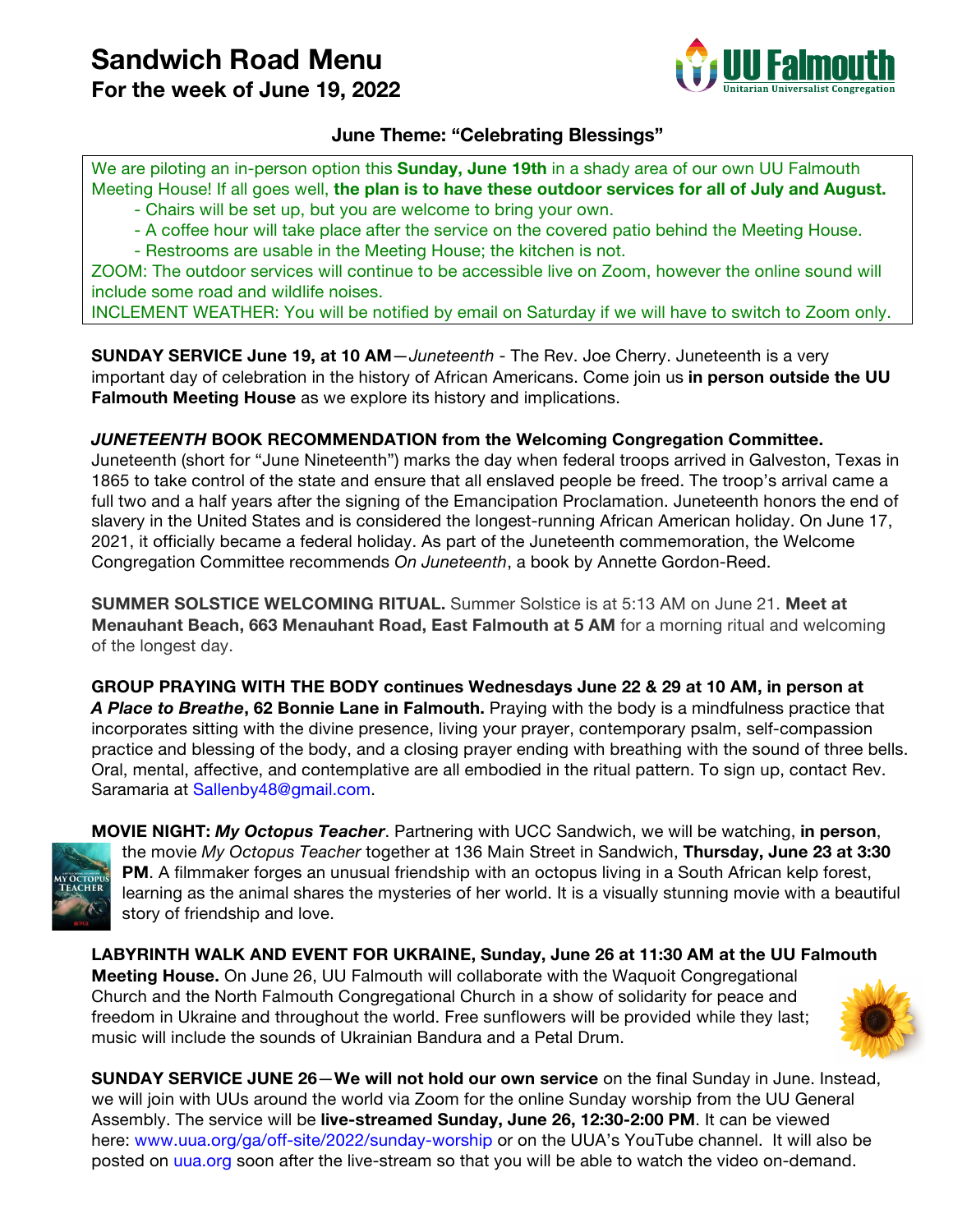# Sandwich Road Menu
## For the week of June 19, 2022

UU Falmouth
Unitarian Universalist Congregation

### June Theme: "Celebrating Blessings"

We are piloting an in-person option this **Sunday, June 19th** in a shady area of our own UU Falmouth Meeting House! If all goes well, **the plan is to have these outdoor services for all of July and August.**

- Chairs will be set up, but you are welcome to bring your own.
- A coffee hour will take place after the service on the covered patio behind the Meeting House.
- Restrooms are usable in the Meeting House; the kitchen is not.

ZOOM: The outdoor services will continue to be accessible live on Zoom, however the online sound will include some road and wildlife noises.

INCLEMENT WEATHER: You will be notified by email on Saturday if we will have to switch to Zoom only.

**SUNDAY SERVICE June 19, at 10 AM**—*Juneteenth* - The Rev. Joe Cherry. Juneteenth is a very important day of celebration in the history of African Americans. Come join us **in person outside the UU Falmouth Meeting House** as we explore its history and implications.

***JUNETEENTH* BOOK RECOMMENDATION from the Welcoming Congregation Committee.** Juneteenth (short for "June Nineteenth") marks the day when federal troops arrived in Galveston, Texas in 1865 to take control of the state and ensure that all enslaved people be freed. The troop's arrival came a full two and a half years after the signing of the Emancipation Proclamation. Juneteenth honors the end of slavery in the United States and is considered the longest-running African American holiday. On June 17, 2021, it officially became a federal holiday. As part of the Juneteenth commemoration, the Welcome Congregation Committee recommends *On Juneteenth*, a book by Annette Gordon-Reed.

**SUMMER SOLSTICE WELCOMING RITUAL.** Summer Solstice is at 5:13 AM on June 21. **Meet at Menauhant Beach, 663 Menauhant Road, East Falmouth at 5 AM** for a morning ritual and welcoming of the longest day.

**GROUP PRAYING WITH THE BODY continues Wednesdays June 22 & 29 at 10 AM, in person at *A Place to Breathe*, 62 Bonnie Lane in Falmouth.** Praying with the body is a mindfulness practice that incorporates sitting with the divine presence, living your prayer, contemporary psalm, self-compassion practice and blessing of the body, and a closing prayer ending with breathing with the sound of three bells. Oral, mental, affective, and contemplative are all embodied in the ritual pattern. To sign up, contact Rev. Saramaria at Sallenby48@gmail.com.

**MOVIE NIGHT: *My Octopus Teacher***. Partnering with UCC Sandwich, we will be watching, **in person**, the movie *My Octopus Teacher* together at 136 Main Street in Sandwich, **Thursday, June 23 at 3:30 PM**. A filmmaker forges an unusual friendship with an octopus living in a South African kelp forest, learning as the animal shares the mysteries of her world. It is a visually stunning movie with a beautiful story of friendship and love.

**LABYRINTH WALK AND EVENT FOR UKRAINE, Sunday, June 26 at 11:30 AM at the UU Falmouth Meeting House.** On June 26, UU Falmouth will collaborate with the Waquoit Congregational Church and the North Falmouth Congregational Church in a show of solidarity for peace and freedom in Ukraine and throughout the world. Free sunflowers will be provided while they last; music will include the sounds of Ukrainian Bandura and a Petal Drum.

**SUNDAY SERVICE JUNE 26**—**We will not hold our own service** on the final Sunday in June. Instead, we will join with UUs around the world via Zoom for the online Sunday worship from the UU General Assembly. The service will be **live-streamed Sunday, June 26, 12:30-2:00 PM**. It can be viewed here: www.uua.org/ga/off-site/2022/sunday-worship or on the UUA's YouTube channel. It will also be posted on uua.org soon after the live-stream so that you will be able to watch the video on-demand.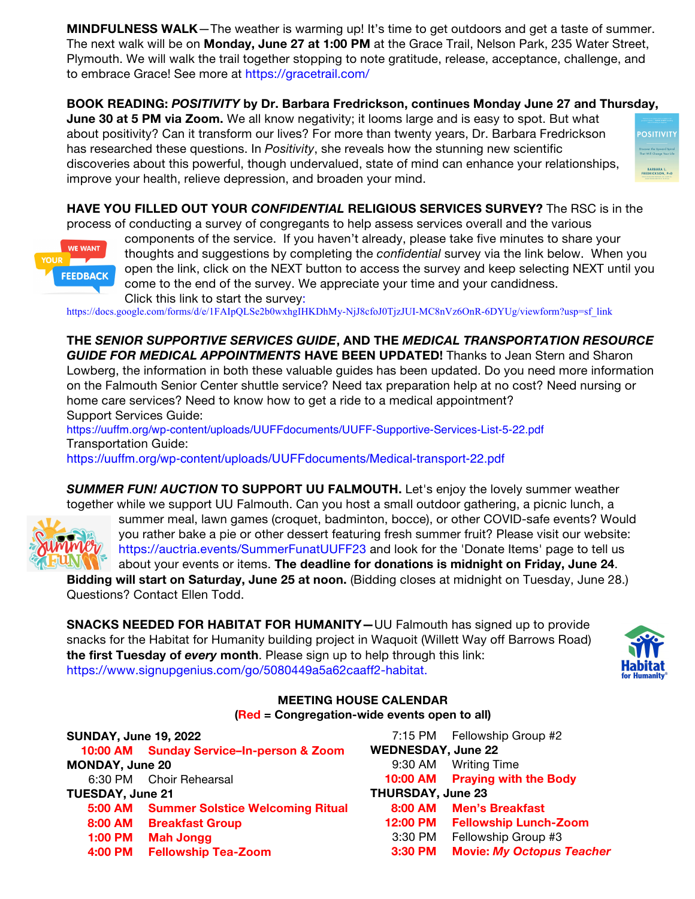**MINDFULNESS WALK**—The weather is warming up! It's time to get outdoors and get a taste of summer. The next walk will be on **Monday, June 27 at 1:00 PM** at the Grace Trail, Nelson Park, 235 Water Street, Plymouth. We will walk the trail together stopping to note gratitude, release, acceptance, challenge, and to embrace Grace! See more at https://gracetrail.com/

**BOOK READING: *POSITIVITY* by Dr. Barbara Fredrickson, continues Monday June 27 and Thursday, June 30 at 5 PM via Zoom.** We all know negativity; it looms large and is easy to spot. But what about positivity? Can it transform our lives? For more than twenty years, Dr. Barbara Fredrickson has researched these questions. In *Positivity*, she reveals how the stunning new scientific discoveries about this powerful, though undervalued, state of mind can enhance your relationships, improve your health, relieve depression, and broaden your mind.

**HAVE YOU FILLED OUT YOUR *CONFIDENTIAL* RELIGIOUS SERVICES SURVEY?** The RSC is in the process of conducting a survey of congregants to help assess services overall and the various components of the service. If you haven't already, please take five minutes to share your thoughts and suggestions by completing the *confidential* survey via the link below. When you open the link, click on the NEXT button to access the survey and keep selecting NEXT until you come to the end of the survey. We appreciate your time and your candidness.
Click this link to start the survey:
https://docs.google.com/forms/d/e/1FAIpQLSe2b0wxhgIHKDhMy-NjJ8cfoJ0TjzJUI-MC8nVz6OnR-6DYUg/viewform?usp=sf_link

**THE *SENIOR SUPPORTIVE SERVICES GUIDE*, AND THE *MEDICAL TRANSPORTATION RESOURCE GUIDE FOR MEDICAL APPOINTMENTS* HAVE BEEN UPDATED!** Thanks to Jean Stern and Sharon Lowberg, the information in both these valuable guides has been updated. Do you need more information on the Falmouth Senior Center shuttle service? Need tax preparation help at no cost? Need nursing or home care services? Need to know how to get a ride to a medical appointment?
Support Services Guide:
https://uuffm.org/wp-content/uploads/UUFFdocuments/UUFF-Supportive-Services-List-5-22.pdf
Transportation Guide:
https://uuffm.org/wp-content/uploads/UUFFdocuments/Medical-transport-22.pdf

***SUMMER FUN! AUCTION* TO SUPPORT UU FALMOUTH.** Let's enjoy the lovely summer weather together while we support UU Falmouth. Can you host a small outdoor gathering, a picnic lunch, a summer meal, lawn games (croquet, badminton, bocce), or other COVID-safe events? Would you rather bake a pie or other dessert featuring fresh summer fruit? Please visit our website: https://auctria.events/SummerFunatUUFF23 and look for the 'Donate Items' page to tell us about your events or items. **The deadline for donations is midnight on Friday, June 24. Bidding will start on Saturday, June 25 at noon.** (Bidding closes at midnight on Tuesday, June 28.) Questions? Contact Ellen Todd.

**SNACKS NEEDED FOR HABITAT FOR HUMANITY**—UU Falmouth has signed up to provide snacks for the Habitat for Humanity building project in Waquoit (Willett Way off Barrows Road) **the first Tuesday of *every* month**. Please sign up to help through this link: https://www.signupgenius.com/go/5080449a5a62caaff2-habitat.

## MEETING HOUSE CALENDAR

**(Red = Congregation-wide events open to all)**

**SUNDAY, June 19, 2022**
- **10:00 AM Sunday Service–In-person & Zoom**

**MONDAY, June 20**
- 6:30 PM Choir Rehearsal

**TUESDAY, June 21**
- **5:00 AM Summer Solstice Welcoming Ritual**
- **8:00 AM Breakfast Group**
- **1:00 PM Mah Jongg**
- **4:00 PM Fellowship Tea-Zoom**
- 7:15 PM Fellowship Group #2

**WEDNESDAY, June 22**
- 9:30 AM Writing Time
- **10:00 AM Praying with the Body**

**THURSDAY, June 23**
- **8:00 AM Men's Breakfast**
- **12:00 PM Fellowship Lunch-Zoom**
- 3:30 PM Fellowship Group #3
- **3:30 PM Movie: *My Octopus Teacher***